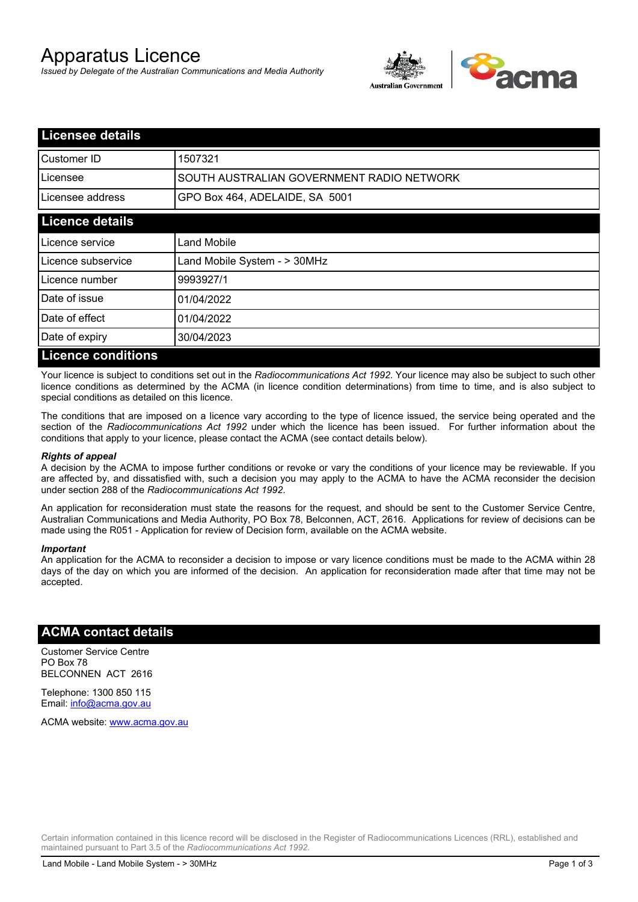# Apparatus Licence

*Issued by Delegate of the Australian Communications and Media Authority*

## Licensee details

| | |
|---|---|
| Customer ID | 1507321 |
| Licensee | SOUTH AUSTRALIAN GOVERNMENT RADIO NETWORK |
| Licensee address | GPO Box 464, ADELAIDE, SA 5001 |

## Licence details

| | |
|---|---|
| Licence service | Land Mobile |
| Licence subservice | Land Mobile System - > 30MHz |
| Licence number | 9993927/1 |
| Date of issue | 01/04/2022 |
| Date of effect | 01/04/2022 |
| Date of expiry | 30/04/2023 |

## Licence conditions

Your licence is subject to conditions set out in the *Radiocommunications Act 1992*. Your licence may also be subject to such other licence conditions as determined by the ACMA (in licence condition determinations) from time to time, and is also subject to special conditions as detailed on this licence.

The conditions that are imposed on a licence vary according to the type of licence issued, the service being operated and the section of the *Radiocommunications Act 1992* under which the licence has been issued. For further information about the conditions that apply to your licence, please contact the ACMA (see contact details below).

### *Rights of appeal*

A decision by the ACMA to impose further conditions or revoke or vary the conditions of your licence may be reviewable. If you are affected by, and dissatisfied with, such a decision you may apply to the ACMA to have the ACMA reconsider the decision under section 288 of the *Radiocommunications Act 1992*.

An application for reconsideration must state the reasons for the request, and should be sent to the Customer Service Centre, Australian Communications and Media Authority, PO Box 78, Belconnen, ACT, 2616. Applications for review of decisions can be made using the R051 - Application for review of Decision form, available on the ACMA website.

### *Important*

An application for the ACMA to reconsider a decision to impose or vary licence conditions must be made to the ACMA within 28 days of the day on which you are informed of the decision. An application for reconsideration made after that time may not be accepted.

## ACMA contact details

Customer Service Centre
PO Box 78
BELCONNEN ACT 2616

Telephone: 1300 850 115
Email: info@acma.gov.au

ACMA website: www.acma.gov.au

Certain information contained in this licence record will be disclosed in the Register of Radiocommunications Licences (RRL), established and maintained pursuant to Part 3.5 of the *Radiocommunications Act 1992*.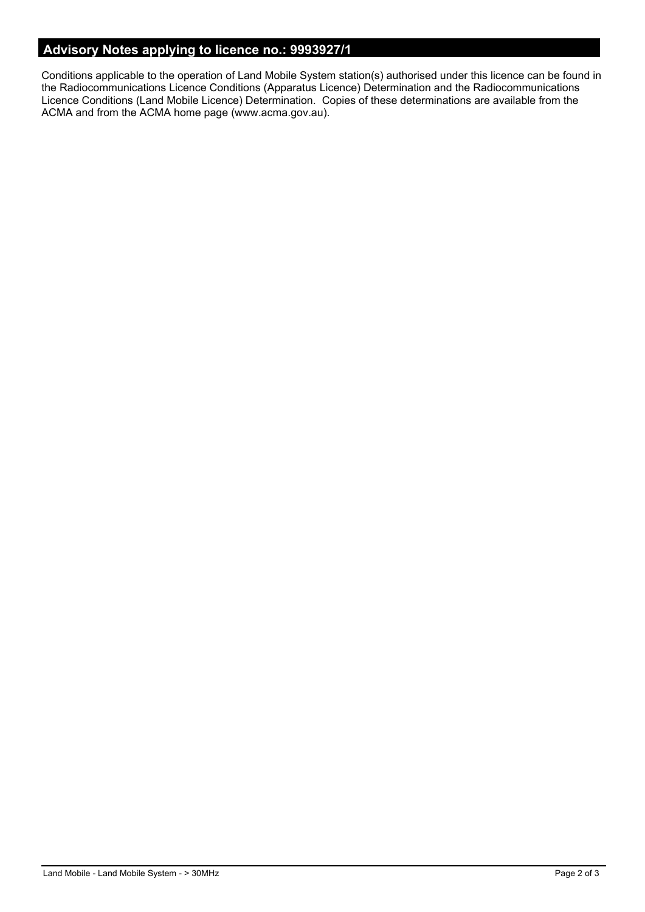## Advisory Notes applying to licence no.: 9993927/1

Conditions applicable to the operation of Land Mobile System station(s) authorised under this licence can be found in the Radiocommunications Licence Conditions (Apparatus Licence) Determination and the Radiocommunications Licence Conditions (Land Mobile Licence) Determination. Copies of these determinations are available from the ACMA and from the ACMA home page (www.acma.gov.au).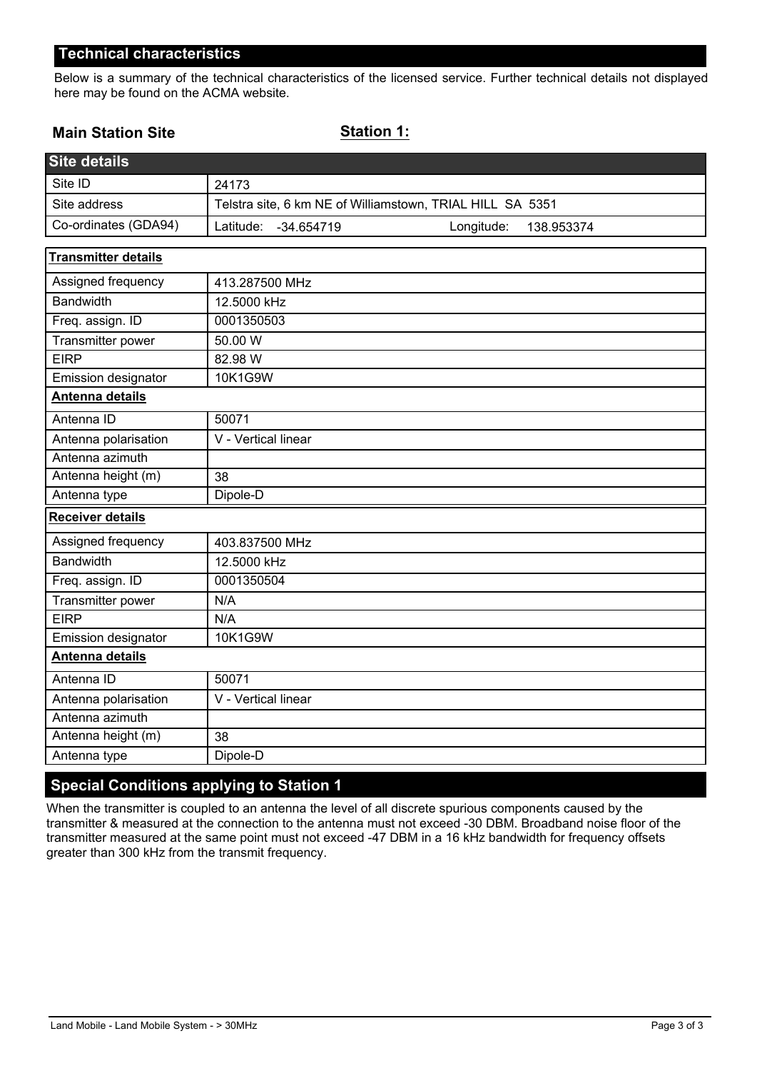## Technical characteristics

Below is a summary of the technical characteristics of the licensed service. Further technical details not displayed here may be found on the ACMA website.

**Main Station Site** **Station 1:**

| Site details | |
|---|---|
| Site ID | 24173 |
| Site address | Telstra site, 6 km NE of Williamstown, TRIAL HILL SA 5351 |
| Co-ordinates (GDA94) | Latitude: -34.654719 Longitude: 138.953374 |

| Transmitter details | |
|---|---|
| Assigned frequency | 413.287500 MHz |
| Bandwidth | 12.5000 kHz |
| Freq. assign. ID | 0001350503 |
| Transmitter power | 50.00 W |
| EIRP | 82.98 W |
| Emission designator | 10K1G9W |
| **Antenna details** | |
| Antenna ID | 50071 |
| Antenna polarisation | V - Vertical linear |
| Antenna azimuth | |
| Antenna height (m) | 38 |
| Antenna type | Dipole-D |

| Receiver details | |
|---|---|
| Assigned frequency | 403.837500 MHz |
| Bandwidth | 12.5000 kHz |
| Freq. assign. ID | 0001350504 |
| Transmitter power | N/A |
| EIRP | N/A |
| Emission designator | 10K1G9W |
| **Antenna details** | |
| Antenna ID | 50071 |
| Antenna polarisation | V - Vertical linear |
| Antenna azimuth | |
| Antenna height (m) | 38 |
| Antenna type | Dipole-D |

## Special Conditions applying to Station 1

When the transmitter is coupled to an antenna the level of all discrete spurious components caused by the transmitter & measured at the connection to the antenna must not exceed -30 DBM. Broadband noise floor of the transmitter measured at the same point must not exceed -47 DBM in a 16 kHz bandwidth for frequency offsets greater than 300 kHz from the transmit frequency.